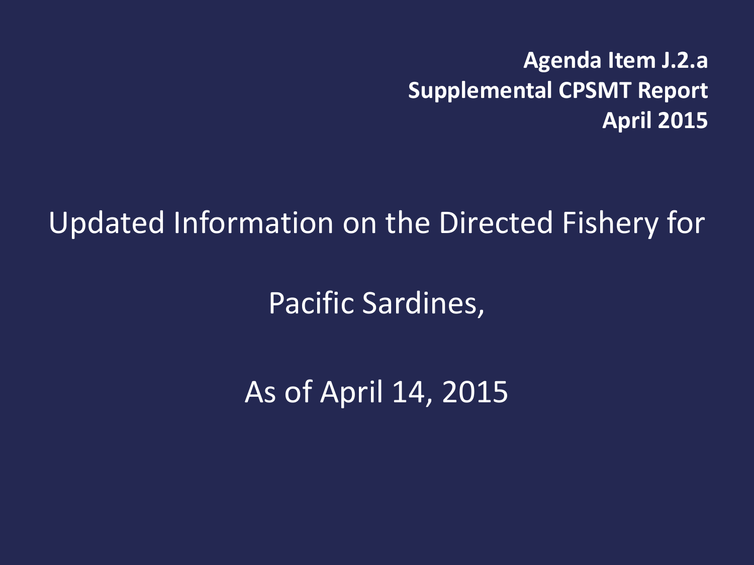**Agenda Item J.2.a**
**Supplemental CPSMT Report**
**April 2015**

# Updated Information on the Directed Fishery for Pacific Sardines, As of April 14, 2015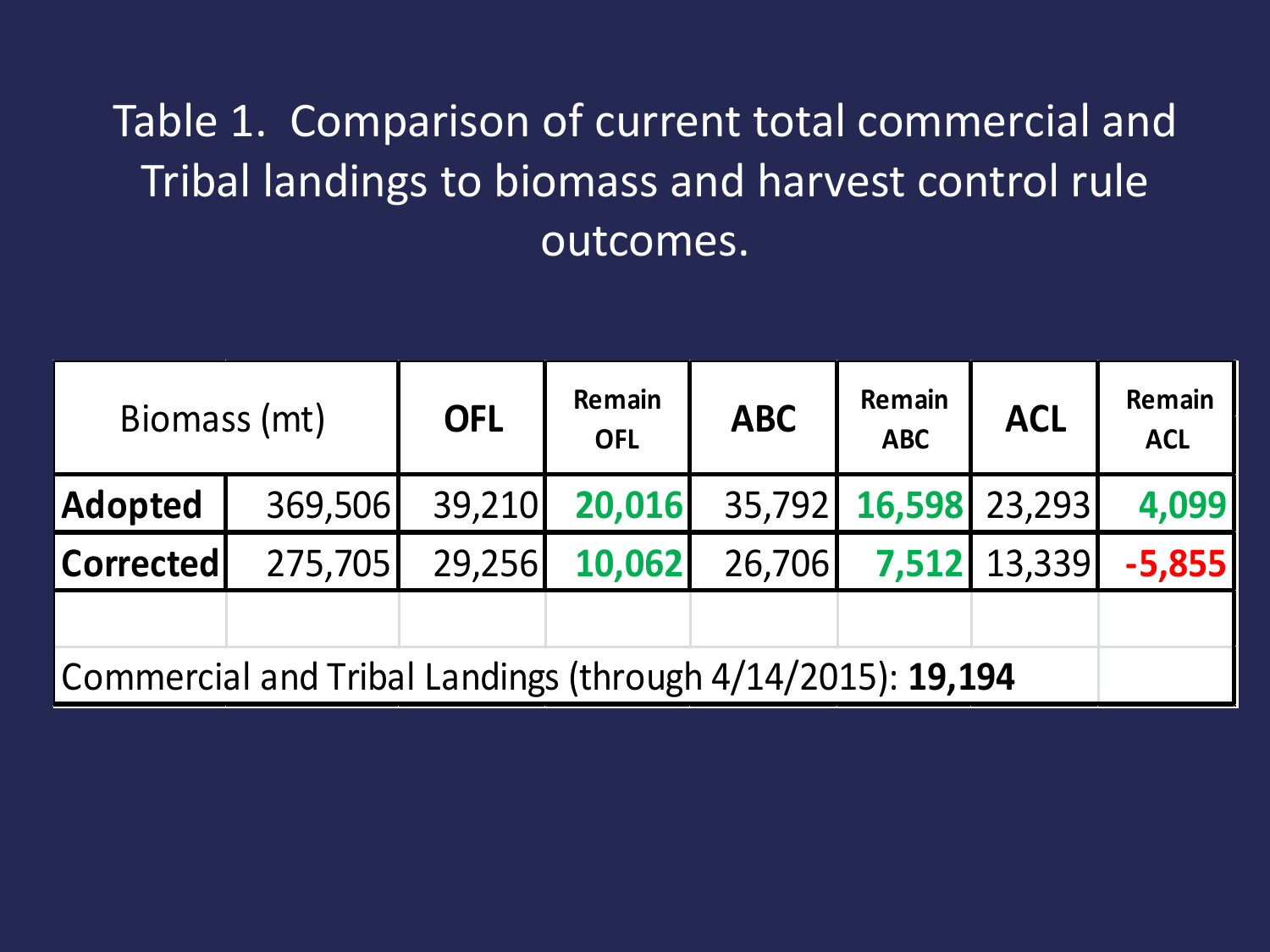Table 1. Comparison of current total commercial and Tribal landings to biomass and harvest control rule outcomes.

| Biomass (mt) | | OFL | Remain OFL | ABC | Remain ABC | ACL | Remain ACL |
|---|---|---|---|---|---|---|---|
| **Adopted** | 369,506 | 39,210 | **20,016** | 35,792 | **16,598** | 23,293 | **4,099** |
| **Corrected** | 275,705 | 29,256 | **10,062** | 26,706 | **7,512** | 13,339 | **-5,855** |
| | | | | | | | |
| Commercial and Tribal Landings (through 4/14/2015): **19,194** | | | | | | | |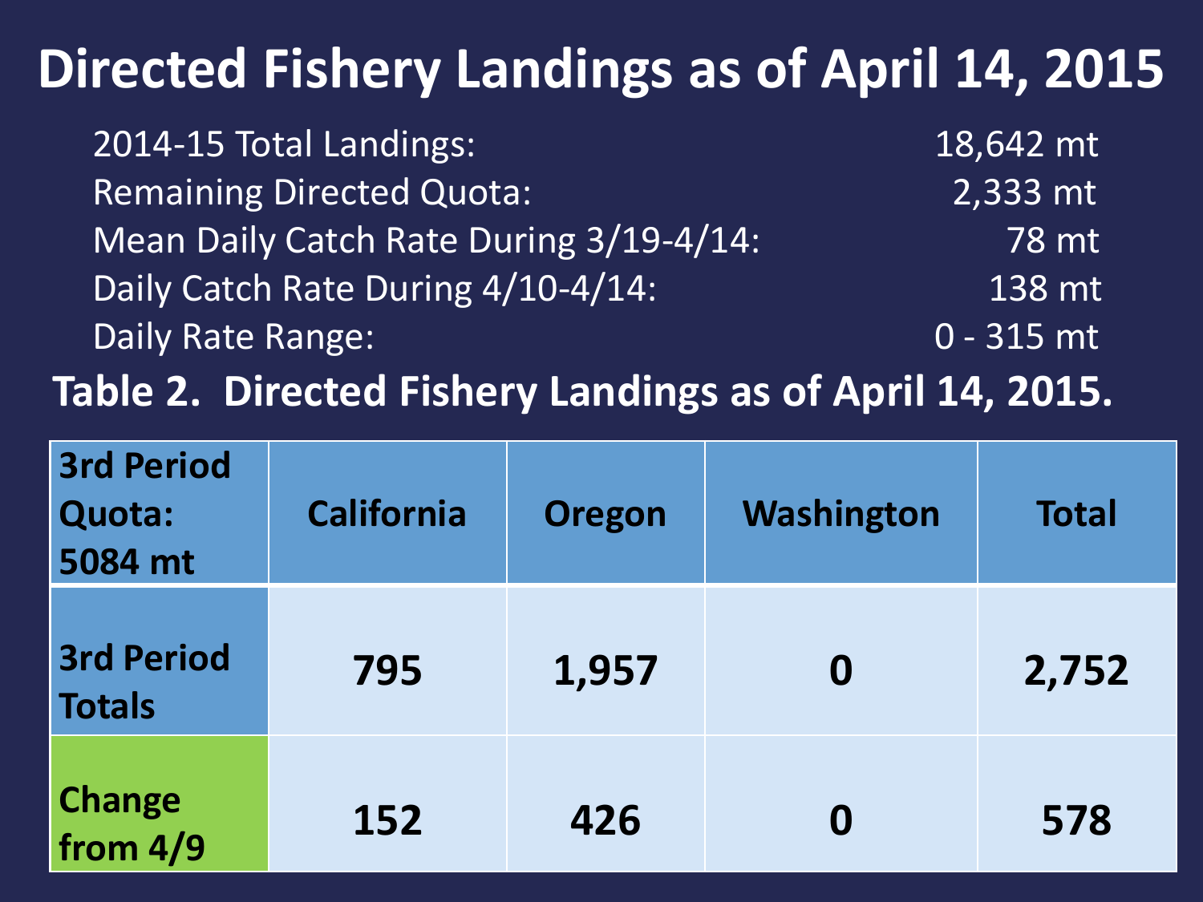# Directed Fishery Landings as of April 14, 2015

| | |
|---|---|
| 2014-15 Total Landings: | 18,642 mt |
| Remaining Directed Quota: | 2,333 mt |
| Mean Daily Catch Rate During 3/19-4/14: | 78 mt |
| Daily Catch Rate During 4/10-4/14: | 138 mt |
| Daily Rate Range: | 0 - 315 mt |

**Table 2. Directed Fishery Landings as of April 14, 2015.**

| 3rd Period Quota: 5084 mt | California | Oregon | Washington | Total |
|---|---|---|---|---|
| 3rd Period Totals | 795 | 1,957 | 0 | 2,752 |
| Change from 4/9 | 152 | 426 | 0 | 578 |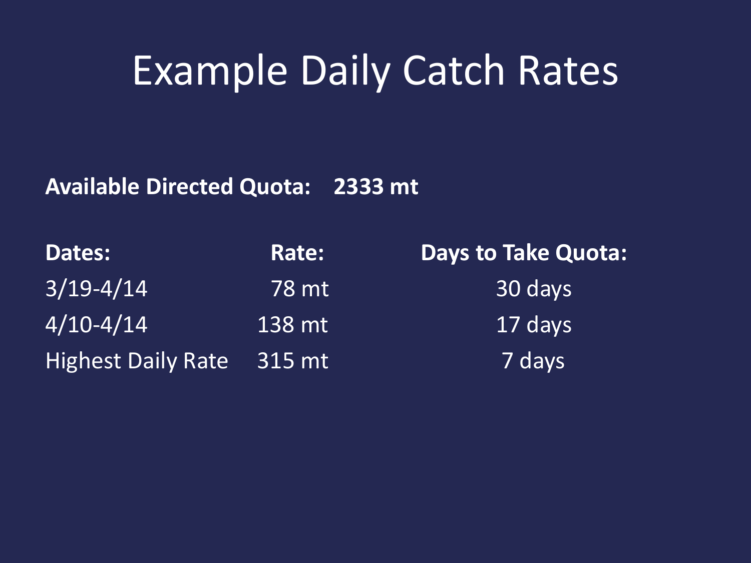# Example Daily Catch Rates

**Available Directed Quota: 2333 mt**

| Dates: | Rate: | Days to Take Quota: |
| --- | --- | --- |
| 3/19-4/14 | 78 mt | 30 days |
| 4/10-4/14 | 138 mt | 17 days |
| Highest Daily Rate | 315 mt | 7 days |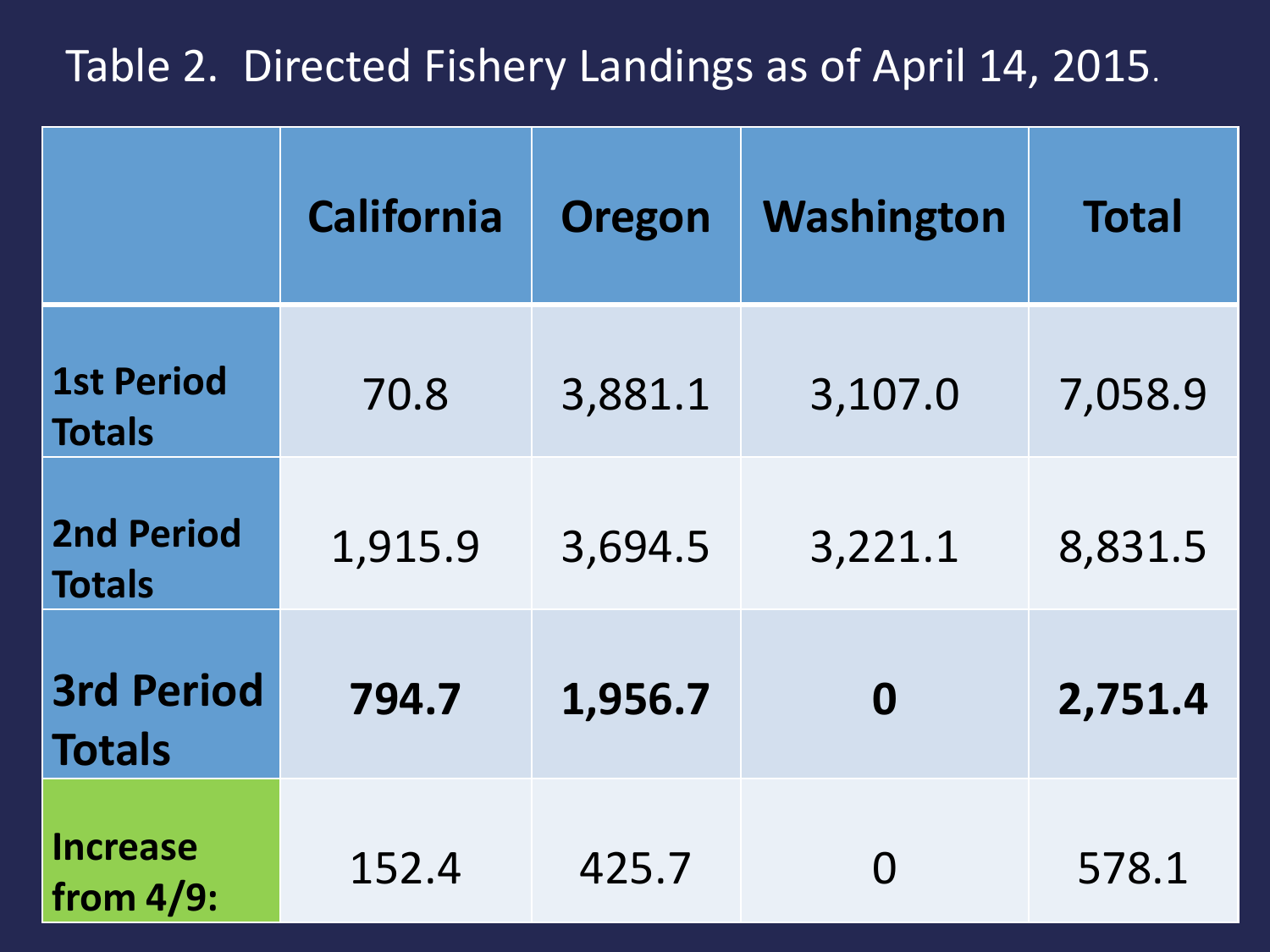Table 2. Directed Fishery Landings as of April 14, 2015.

| | California | Oregon | Washington | Total |
|---|---|---|---|---|
| 1st Period Totals | 70.8 | 3,881.1 | 3,107.0 | 7,058.9 |
| 2nd Period Totals | 1,915.9 | 3,694.5 | 3,221.1 | 8,831.5 |
| **3rd Period Totals** | **794.7** | **1,956.7** | **0** | **2,751.4** |
| Increase from 4/9: | 152.4 | 425.7 | 0 | 578.1 |